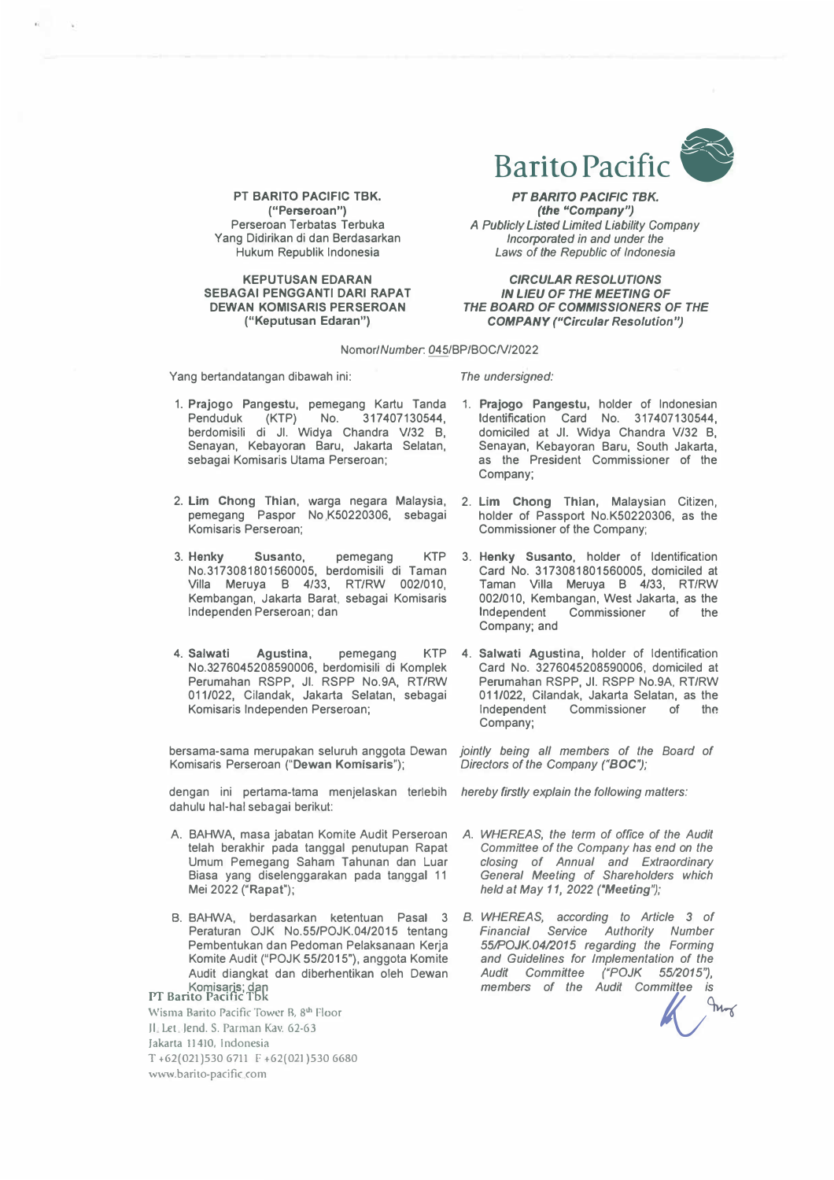**PT BARITO PACIFIC TBK.**
**("Perseroan")**
Perseroan Terbatas Terbuka
Yang Didirikan di dan Berdasarkan
Hukum Republik Indonesia

***PT BARITO PACIFIC TBK.***
***(the "Company")***
*A Publicly Listed Limited Liability Company*
*Incorporated in and under the*
*Laws of the Republic of Indonesia*

**KEPUTUSAN EDARAN SEBAGAI PENGGANTI DARI RAPAT DEWAN KOMISARIS PERSEROAN ("Keputusan Edaran")**

***CIRCULAR RESOLUTIONS IN LIEU OF THE MEETING OF THE BOARD OF COMMISSIONERS OF THE COMPANY ("Circular Resolution")***

Nomor/*Number*: 045/BP/BOC/V/2022

Yang bertandatangan dibawah ini:

1. **Prajogo Pangestu**, pemegang Kartu Tanda Penduduk (KTP) No. 317407130544, berdomisili di Jl. Widya Chandra V/32 B, Senayan, Kebayoran Baru, Jakarta Selatan, sebagai Komisaris Utama Perseroan;
2. **Lim Chong Thian**, warga negara Malaysia, pemegang Paspor No.K50220306, sebagai Komisaris Perseroan;
3. **Henky Susanto**, pemegang KTP No.3173081801560005, berdomisili di Taman Villa Meruya B 4/33, RT/RW 002/010, Kembangan, Jakarta Barat, sebagai Komisaris Independen Perseroan; dan
4. **Salwati Agustina**, pemegang KTP No.3276045208590006, berdomisili di Komplek Perumahan RSPP, Jl. RSPP No.9A, RT/RW 011/022, Cilandak, Jakarta Selatan, sebagai Komisaris Independen Perseroan;

bersama-sama merupakan seluruh anggota Dewan Komisaris Perseroan ("**Dewan Komisaris**");

dengan ini pertama-tama menjelaskan terlebih dahulu hal-hal sebagai berikut:

A. BAHWA, masa jabatan Komite Audit Perseroan telah berakhir pada tanggal penutupan Rapat Umum Pemegang Saham Tahunan dan Luar Biasa yang diselenggarakan pada tanggal 11 Mei 2022 ("**Rapat**");

B. BAHWA, berdasarkan ketentuan Pasal 3 Peraturan OJK No.55/POJK.04/2015 tentang Pembentukan dan Pedoman Pelaksanaan Kerja Komite Audit ("POJK 55/2015"), anggota Komite Audit diangkat dan diberhentikan oleh Dewan Komisaris; dan

*The undersigned:*

1. **Prajogo Pangestu,** holder of Indonesian Identification Card No. 317407130544, domiciled at Jl. Widya Chandra V/32 B, Senayan, Kebayoran Baru, South Jakarta, as the President Commissioner of the Company;
2. **Lim Chong Thian,** Malaysian Citizen, holder of Passport No.K50220306, as the Commissioner of the Company;
3. **Henky Susanto**, holder of Identification Card No. 3173081801560005, domiciled at Taman Villa Meruya B 4/33, RT/RW 002/010, Kembangan, West Jakarta, as the Independent Commissioner of the Company; and
4. **Salwati Agustina**, holder of Identification Card No. 3276045208590006, domiciled at Perumahan RSPP, Jl. RSPP No.9A, RT/RW 011/022, Cilandak, Jakarta Selatan, as the Independent Commissioner of the Company;

*jointly being all members of the Board of Directors of the Company ("BOC");*

*hereby firstly explain the following matters:*

*A. WHEREAS, the term of office of the Audit Committee of the Company has end on the closing of Annual and Extraordinary General Meeting of Shareholders which held at May 11, 2022 ("Meeting");*

*B. WHEREAS, according to Article 3 of Financial Service Authority Number 55/POJK.04/2015 regarding the Forming and Guidelines for Implementation of the Audit Committee ("POJK 55/2015"), members of the Audit Committee is*

PT Barito Pacific Tbk
Wisma Barito Pacific Tower B, 8th Floor
Jl. Let. Jend. S. Parman Kav. 62-63
Jakarta 11410, Indonesia
T +62(021)530 6711 F +62(021)530 6680
www.barito-pacific.com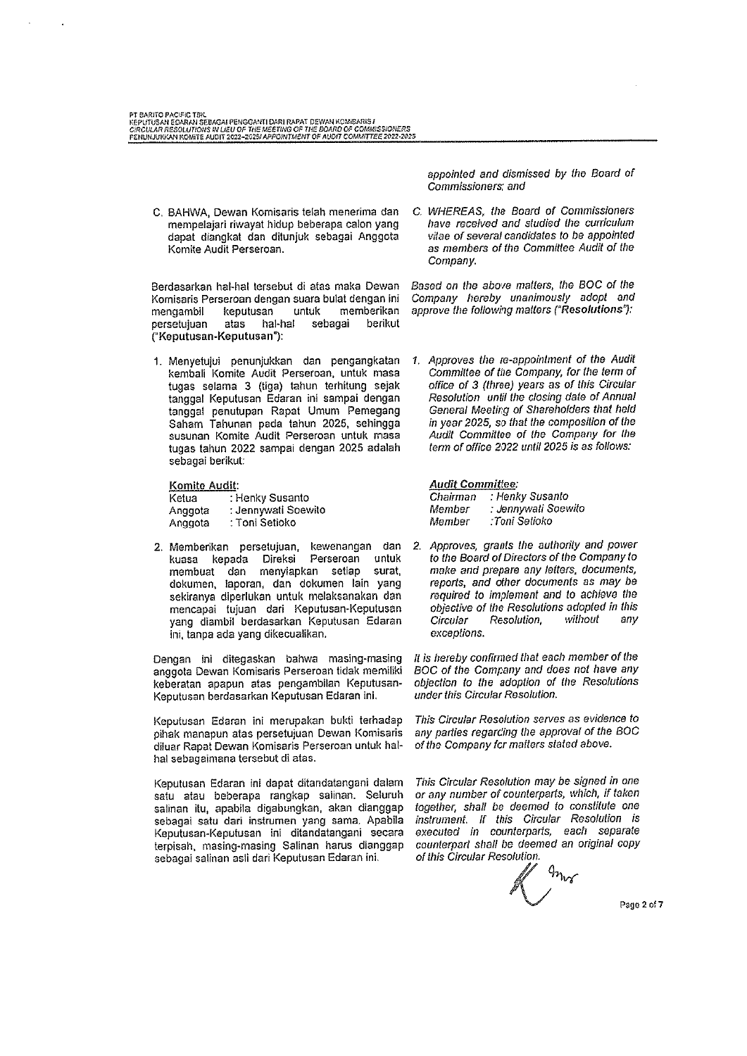appointed and dismissed by the Board of Commissioners; and

C. BAHWA, Dewan Komisaris telah menerima dan mempelajari riwayat hidup beberapa calon yang dapat diangkat dan ditunjuk sebagai Anggota Komite Audit Perseroan.

*C. WHEREAS, the Board of Commissioners have received and studied the curriculum vitae of several candidates to be appointed as members of the Committee Audit of the Company.*

Berdasarkan hal-hal tersebut di atas maka Dewan Komisaris Perseroan dengan suara bulat dengan ini mengambil keputusan untuk memberikan persetujuan atas hal-hal sebagai berikut (**"Keputusan-Keputusan"**):

*Based on the above matters, the BOC of the Company hereby unanimously adopt and approve the following matters (**"Resolutions"**):*

1. Menyetujui penunjukkan dan pengangkatan kembali Komite Audit Perseroan, untuk masa tugas selama 3 (tiga) tahun terhitung sejak tanggal Keputusan Edaran ini sampai dengan tanggal penutupan Rapat Umum Pemegang Saham Tahunan pada tahun 2025, sehingga susunan Komite Audit Perseroan untuk masa tugas tahun 2022 sampai dengan 2025 adalah sebagai berikut:

   **Komite Audit:**

   Ketua : Henky Susanto
   Anggota : Jennywati Soewito
   Anggota : Toni Setioko

2. Memberikan persetujuan, kewenangan dan kuasa kepada Direksi Perseroan untuk membuat dan menyiapkan setiap surat, dokumen, laporan, dan dokumen lain yang sekiranya diperlukan untuk melaksanakan dan mencapai tujuan dari Keputusan-Keputusan yang diambil berdasarkan Keputusan Edaran ini, tanpa ada yang dikecualikan.

*1. Approves the re-appointment of the Audit Committee of the Company, for the term of office of 3 (three) years as of this Circular Resolution until the closing date of Annual General Meeting of Shareholders that held in year 2025, so that the composition of the Audit Committee of the Company for the term of office 2022 until 2025 is as follows:*

   ***Audit Committee:***

   *Chairman : Henky Susanto*
   *Member : Jennywati Soewito*
   *Member : Toni Setioko*

*2. Approves, grants the authority and power to the Board of Directors of the Company to make and prepare any letters, documents, reports, and other documents as may be required to implement and to achieve the objective of the Resolutions adopted in this Circular Resolution, without any exceptions.*

Dengan ini ditegaskan bahwa masing-masing anggota Dewan Komisaris Perseroan tidak memiliki keberatan apapun atas pengambilan Keputusan-Keputusan berdasarkan Keputusan Edaran ini.

*It is hereby confirmed that each member of the BOC of the Company and does not have any objection to the adoption of the Resolutions under this Circular Resolution.*

Keputusan Edaran ini merupakan bukti terhadap pihak manapun atas persetujuan Dewan Komisaris diluar Rapat Dewan Komisaris Perseroan untuk hal-hal sebagaimana tersebut di atas.

*This Circular Resolution serves as evidence to any parties regarding the approval of the BOC of the Company for matters stated above.*

Keputusan Edaran ini dapat ditandatangani dalam satu atau beberapa rangkap salinan. Seluruh salinan itu, apabila digabungkan, akan dianggap sebagai satu dari instrumen yang sama. Apabila Keputusan-Keputusan ini ditandatangani secara terpisah, masing-masing Salinan harus dianggap sebagai salinan asli dari Keputusan Edaran ini.

*This Circular Resolution may be signed in one or any number of counterparts, which, if taken together, shall be deemed to constitute one instrument. If this Circular Resolution is executed in counterparts, each separate counterpart shall be deemed an original copy of this Circular Resolution.*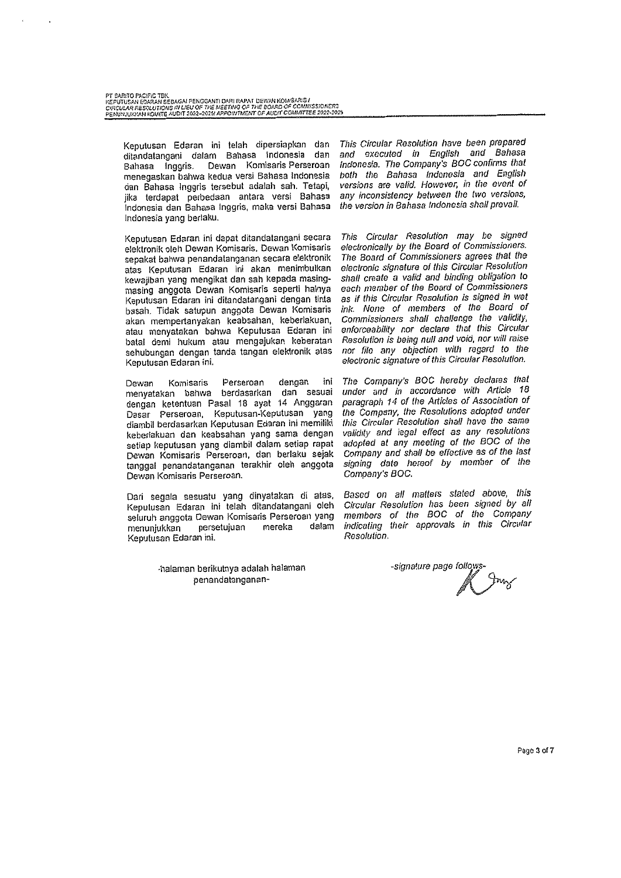Keputusan Edaran ini telah dipersiapkan dan ditandatangani dalam Bahasa Indonesia dan Bahasa Inggris. Dewan Komisaris Perseroan menegaskan bahwa kedua versi Bahasa Indonesia dan Bahasa Inggris tersebut adalah sah. Tetapi, jika terdapat perbedaan antara versi Bahasa Indonesia dan Bahasa Inggris, maka versi Bahasa Indonesia yang berlaku.

*This Circular Resolution have been prepared and executed in English and Bahasa Indonesia. The Company's BOC confirms that both the Bahasa Indonesia and English versions are valid. However, in the event of any inconsistency between the two versions, the version in Bahasa Indonesia shall prevail.*

Keputusan Edaran ini dapat ditandatangani secara elektronik oleh Dewan Komisaris. Dewan Komisaris sepakat bahwa penandatanganan secara elektronik atas Keputusan Edaran ini akan menimbulkan kewajiban yang mengikat dan sah kepada masing-masing anggota Dewan Komisaris seperti halnya Keputusan Edaran ini ditandatangani dengan tinta basah. Tidak satupun anggota Dewan Komisaris akan mempertanyakan keabsahan, keberlakuan, atau menyatakan bahwa Keputusan Edaran ini batal demi hukum atau mengajukan keberatan sehubungan dengan tanda tangan elektronik atas Keputusan Edaran ini.

*This Circular Resolution may be signed electronically by the Board of Commissioners. The Board of Commissioners agrees that the electronic signature of this Circular Resolution shall create a valid and binding obligation to each member of the Board of Commissioners as if this Circular Resolution is signed in wet ink. None of members of the Board of Commissioners shall challenge the validity, enforceability nor declare that this Circular Resolution is being null and void, nor will raise nor file any objection with regard to the electronic signature of this Circular Resolution.*

Dewan Komisaris Perseroan dengan ini menyatakan bahwa berdasarkan dan sesuai dengan ketentuan Pasal 18 ayat 14 Anggaran Dasar Perseroan, Keputusan-Keputusan yang diambil berdasarkan Keputusan Edaran ini memiliki keberlakuan dan keabsahan yang sama dengan setiap keputusan yang diambil dalam setiap rapat Dewan Komisaris Perseroan, dan berlaku sejak tanggal penandatanganan terakhir oleh anggota Dewan Komisaris Perseroan.

*The Company's BOC hereby declares that under and in accordance with Article 18 paragraph 14 of the Articles of Association of the Company, the Resolutions adopted under this Circular Resolution shall have the same validity and legal effect as any resolutions adopted at any meeting of the BOC of the Company and shall be effective as of the last signing date hereof by member of the Company's BOC.*

Dari segala sesuatu yang dinyatakan di atas, Keputusan Edaran ini telah ditandatangani oleh seluruh anggota Dewan Komisaris Perseroan yang menunjukkan persetujuan mereka dalam Keputusan Edaran ini.

*Based on all matters stated above, this Circular Resolution has been signed by all members of the BOC of the Company indicating their approvals in this Circular Resolution.*

-halaman berikutnya adalah halaman penandatanganan-

*-signature page follows-*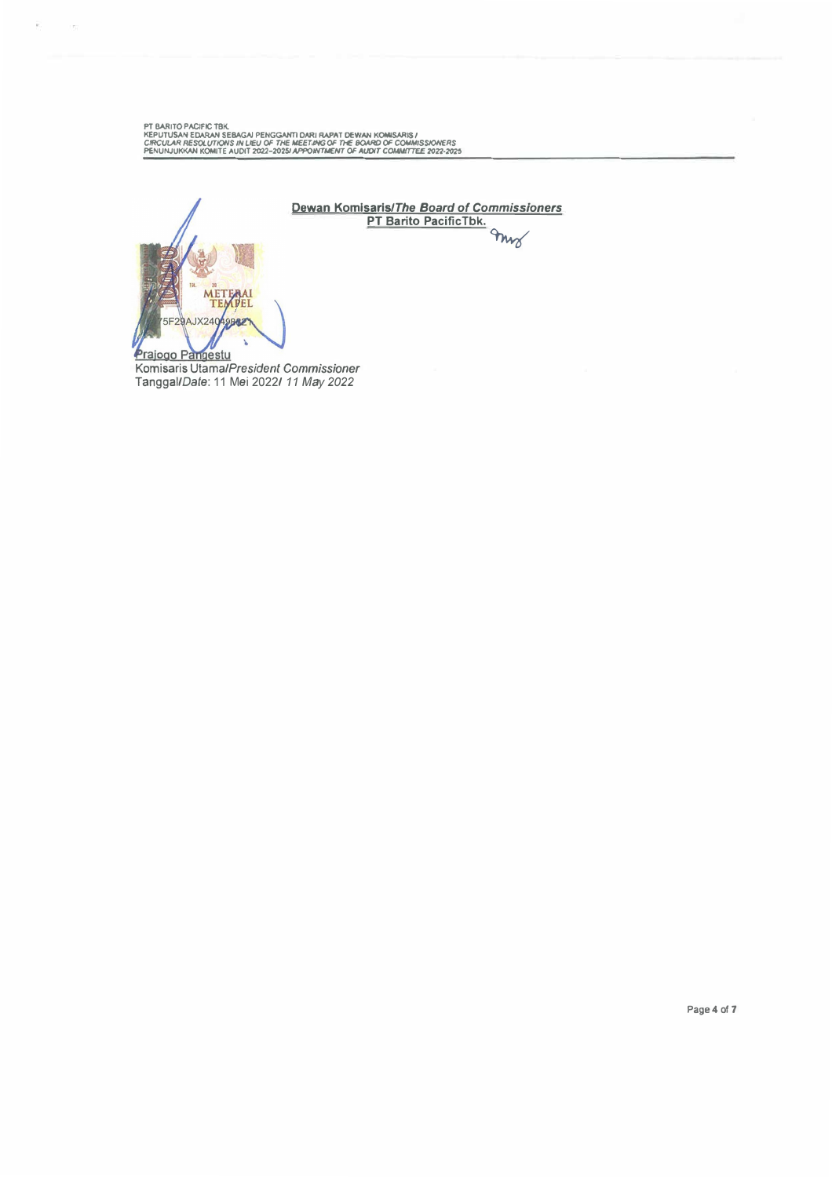**Dewan Komisaris/*The Board of Commissioners***
**PT Barito PacificTbk.**

METERAI TEMPEL
5F29AJX240498821

Prajogo Pangestu
Komisaris Utama/*President Commissioner*
Tanggal/*Date*: 11 Mei 2022/ *11 May 2022*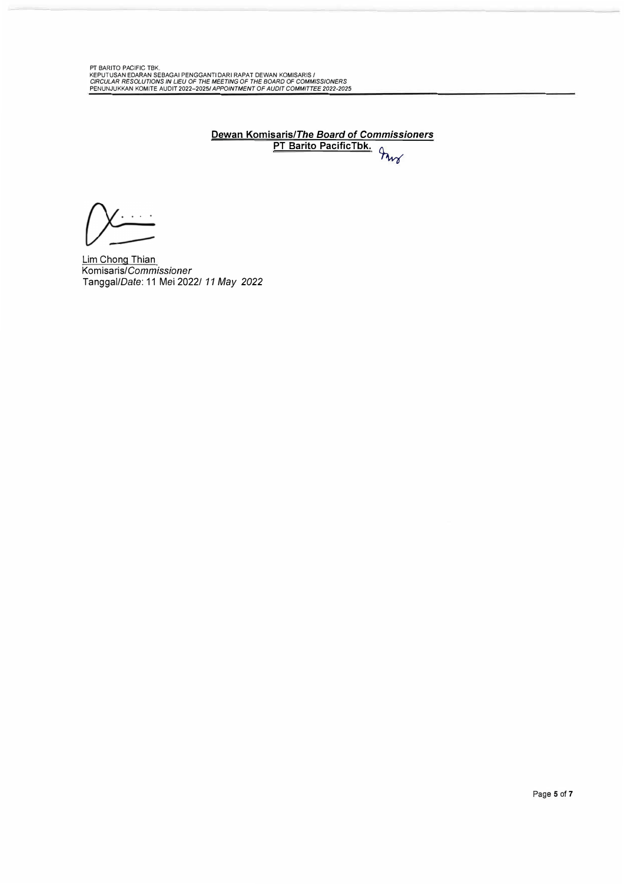**Dewan Komisaris/*The Board of Commissioners***
**PT Barito PacificTbk.**

Lim Chong Thian
Komisaris/*Commissioner*
Tanggal/*Date*: 11 Mei 2022/ *11 May 2022*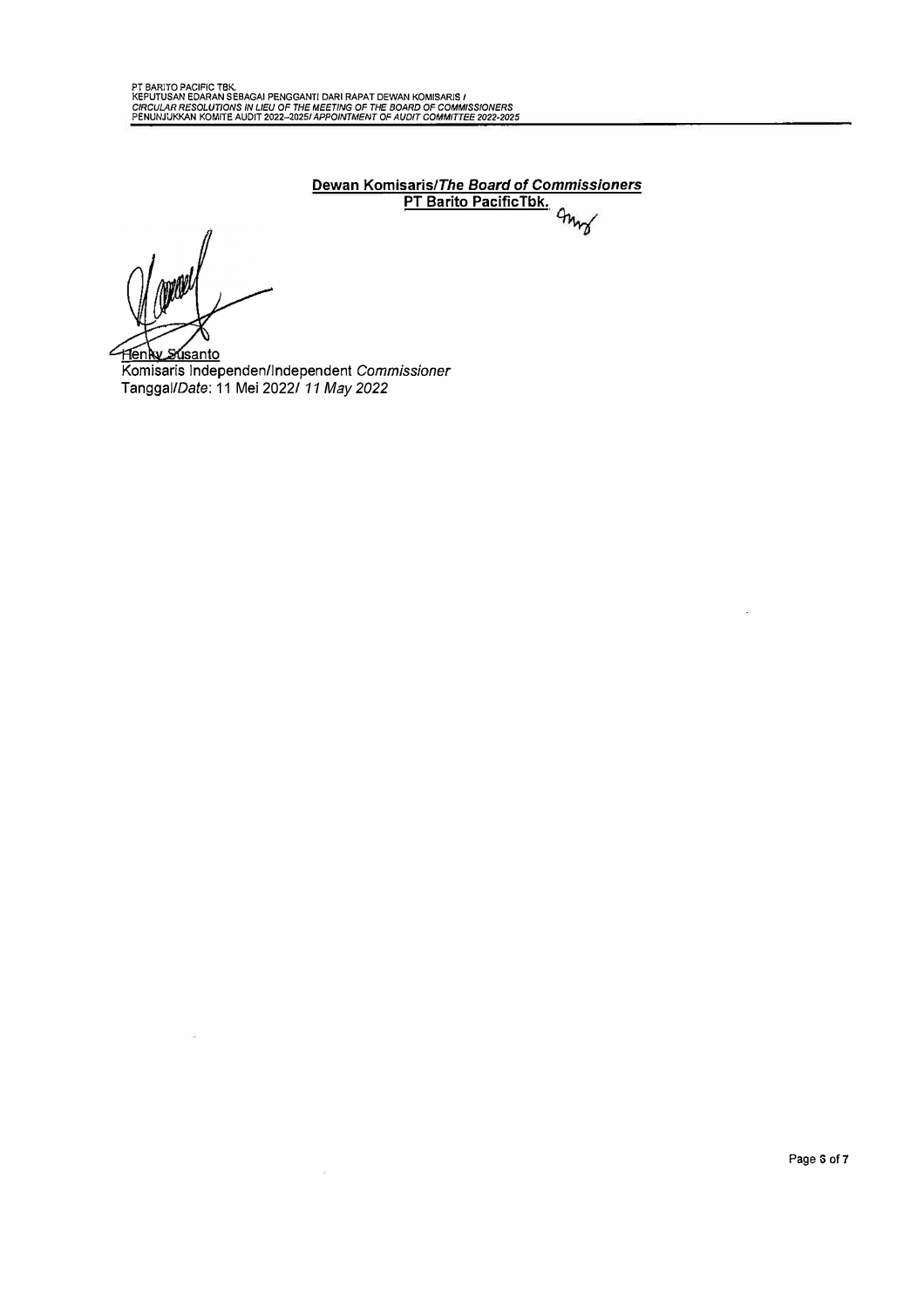**Dewan Komisaris/*The Board of Commissioners***
**PT Barito PacificTbk.**

Henky Susanto
Komisaris Independen/Independent *Commissioner*
Tanggal/*Date*: 11 Mei 2022/ *11 May 2022*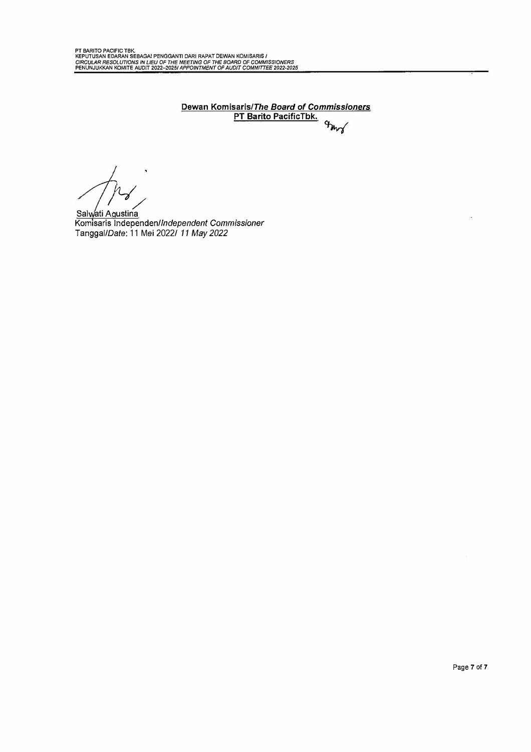**Dewan Komisaris/*The Board of Commissioners***
**PT Barito PacificTbk.**

Salwati Agustina
Komisaris Independen/*Independent Commissioner*
Tanggal/*Date*: 11 Mei 2022/ *11 May 2022*